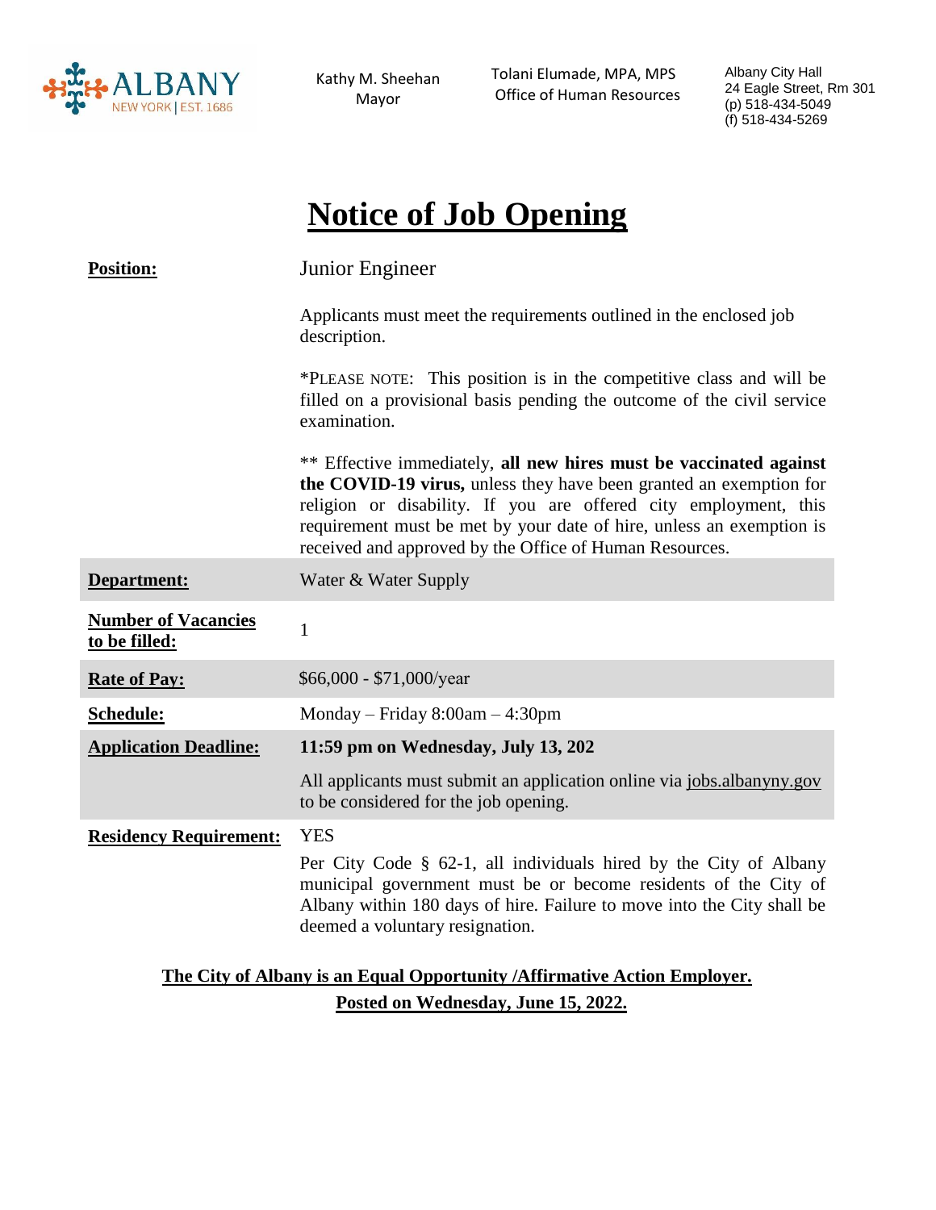Kathy M. Sheehan
Mayor

Tolani Elumade, MPA, MPS
Office of Human Resources

Albany City Hall
24 Eagle Street, Rm 301
(p) 518-434-5049
(f) 518-434-5269

# Notice of Job Opening

| | |
|---|---|
| **Position:** | Junior Engineer<br><br>Applicants must meet the requirements outlined in the enclosed job description.<br><br>*PLEASE NOTE: This position is in the competitive class and will be filled on a provisional basis pending the outcome of the civil service examination.<br><br>** Effective immediately, **all new hires must be vaccinated against the COVID-19 virus,** unless they have been granted an exemption for religion or disability. If you are offered city employment, this requirement must be met by your date of hire, unless an exemption is received and approved by the Office of Human Resources. |
| **Department:** | Water & Water Supply |
| **Number of Vacancies to be filled:** | 1 |
| **Rate of Pay:** | $66,000 - $71,000/year |
| **Schedule:** | Monday – Friday 8:00am – 4:30pm |
| **Application Deadline:** | **11:59 pm on Wednesday, July 13, 202**<br><br>All applicants must submit an application online via jobs.albanyny.gov to be considered for the job opening. |
| **Residency Requirement:** | YES<br><br>Per City Code § 62-1, all individuals hired by the City of Albany municipal government must be or become residents of the City of Albany within 180 days of hire. Failure to move into the City shall be deemed a voluntary resignation. |

**The City of Albany is an Equal Opportunity /Affirmative Action Employer.**

**Posted on Wednesday, June 15, 2022.**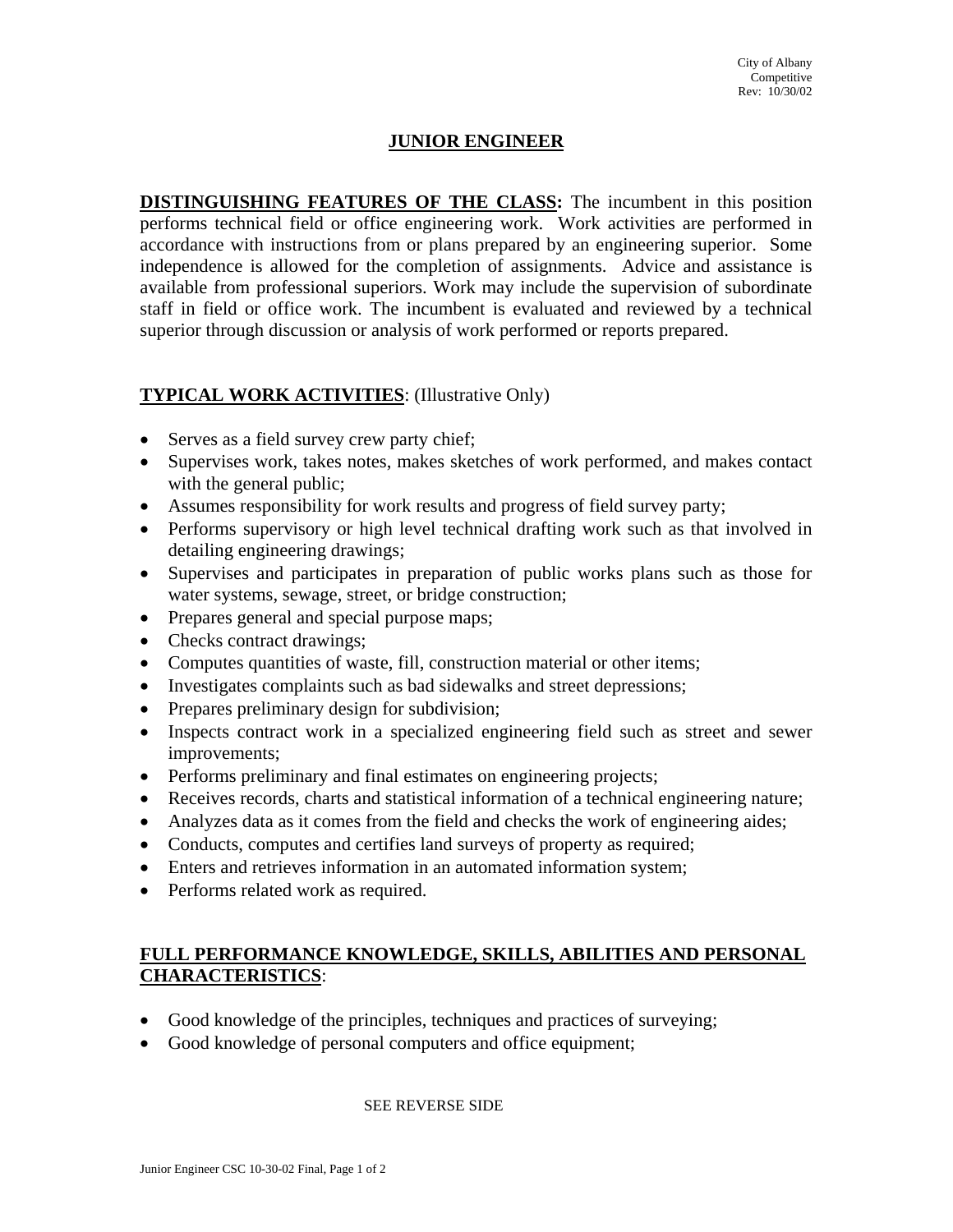City of Albany
Competitive
Rev: 10/30/02

# JUNIOR ENGINEER

**DISTINGUISHING FEATURES OF THE CLASS:** The incumbent in this position performs technical field or office engineering work. Work activities are performed in accordance with instructions from or plans prepared by an engineering superior. Some independence is allowed for the completion of assignments. Advice and assistance is available from professional superiors. Work may include the supervision of subordinate staff in field or office work. The incumbent is evaluated and reviewed by a technical superior through discussion or analysis of work performed or reports prepared.

**TYPICAL WORK ACTIVITIES**: (Illustrative Only)

- Serves as a field survey crew party chief;
- Supervises work, takes notes, makes sketches of work performed, and makes contact with the general public;
- Assumes responsibility for work results and progress of field survey party;
- Performs supervisory or high level technical drafting work such as that involved in detailing engineering drawings;
- Supervises and participates in preparation of public works plans such as those for water systems, sewage, street, or bridge construction;
- Prepares general and special purpose maps;
- Checks contract drawings;
- Computes quantities of waste, fill, construction material or other items;
- Investigates complaints such as bad sidewalks and street depressions;
- Prepares preliminary design for subdivision;
- Inspects contract work in a specialized engineering field such as street and sewer improvements;
- Performs preliminary and final estimates on engineering projects;
- Receives records, charts and statistical information of a technical engineering nature;
- Analyzes data as it comes from the field and checks the work of engineering aides;
- Conducts, computes and certifies land surveys of property as required;
- Enters and retrieves information in an automated information system;
- Performs related work as required.

**FULL PERFORMANCE KNOWLEDGE, SKILLS, ABILITIES AND PERSONAL CHARACTERISTICS**:

- Good knowledge of the principles, techniques and practices of surveying;
- Good knowledge of personal computers and office equipment;

SEE REVERSE SIDE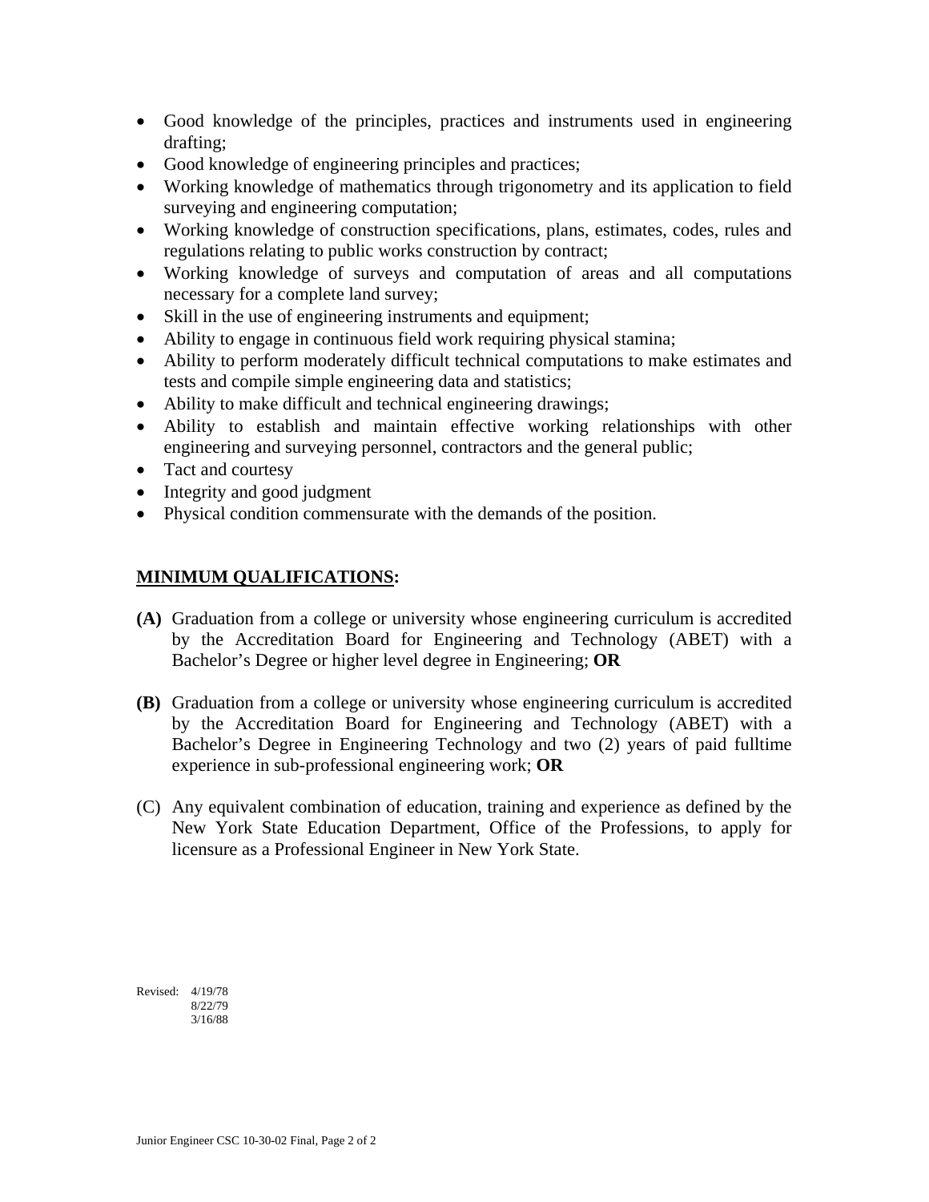- Good knowledge of the principles, practices and instruments used in engineering drafting;
- Good knowledge of engineering principles and practices;
- Working knowledge of mathematics through trigonometry and its application to field surveying and engineering computation;
- Working knowledge of construction specifications, plans, estimates, codes, rules and regulations relating to public works construction by contract;
- Working knowledge of surveys and computation of areas and all computations necessary for a complete land survey;
- Skill in the use of engineering instruments and equipment;
- Ability to engage in continuous field work requiring physical stamina;
- Ability to perform moderately difficult technical computations to make estimates and tests and compile simple engineering data and statistics;
- Ability to make difficult and technical engineering drawings;
- Ability to establish and maintain effective working relationships with other engineering and surveying personnel, contractors and the general public;
- Tact and courtesy
- Integrity and good judgment
- Physical condition commensurate with the demands of the position.

## MINIMUM QUALIFICATIONS:

**(A)** Graduation from a college or university whose engineering curriculum is accredited by the Accreditation Board for Engineering and Technology (ABET) with a Bachelor's Degree or higher level degree in Engineering; **OR**

**(B)** Graduation from a college or university whose engineering curriculum is accredited by the Accreditation Board for Engineering and Technology (ABET) with a Bachelor's Degree in Engineering Technology and two (2) years of paid fulltime experience in sub-professional engineering work; **OR**

(C) Any equivalent combination of education, training and experience as defined by the New York State Education Department, Office of the Professions, to apply for licensure as a Professional Engineer in New York State.

Revised: 4/19/78
8/22/79
3/16/88